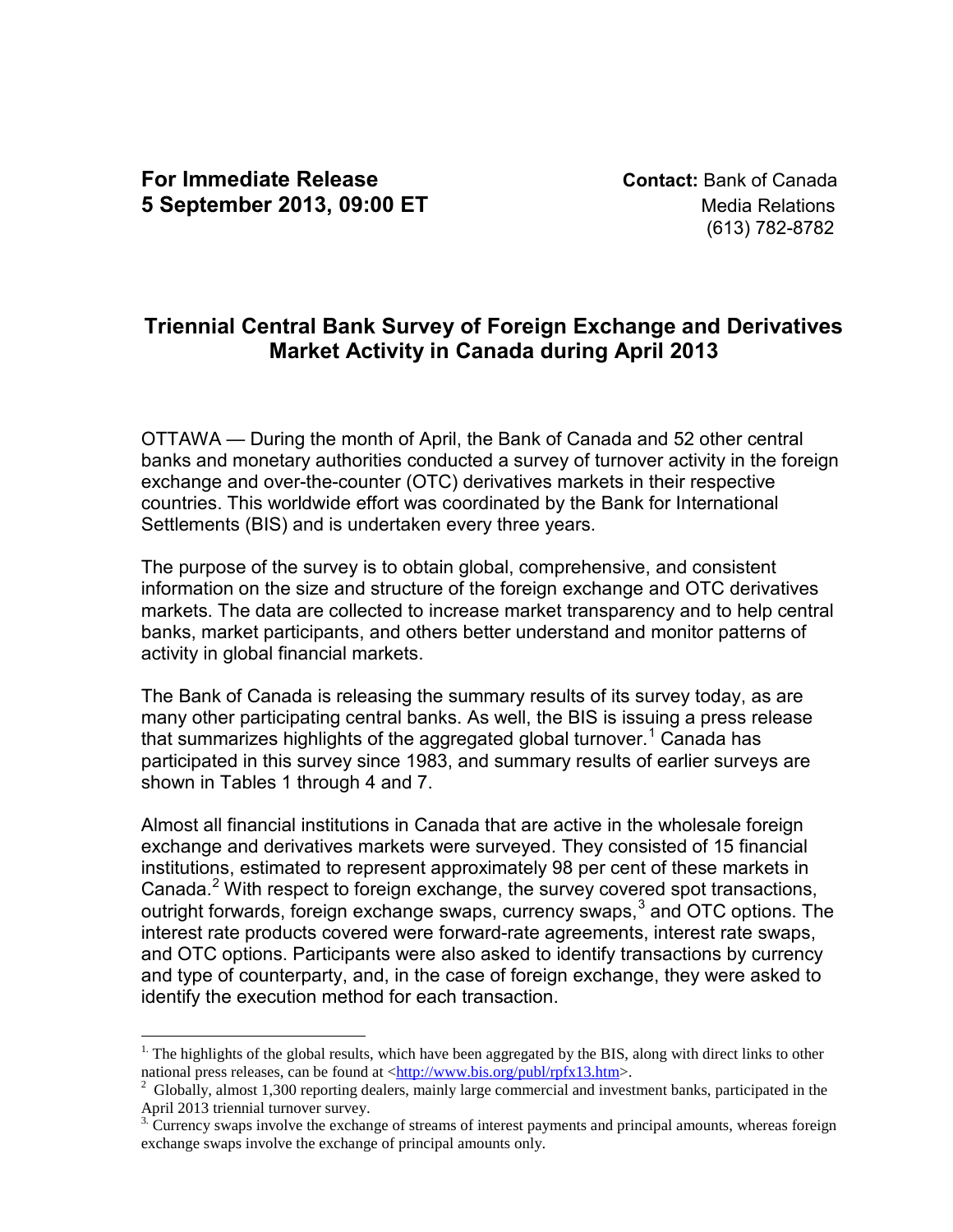**For Immediate Release**
**5 September 2013, 09:00 ET**

**Contact:** Bank of Canada
Media Relations
(613) 782-8782

# Triennial Central Bank Survey of Foreign Exchange and Derivatives Market Activity in Canada during April 2013

OTTAWA — During the month of April, the Bank of Canada and 52 other central banks and monetary authorities conducted a survey of turnover activity in the foreign exchange and over-the-counter (OTC) derivatives markets in their respective countries. This worldwide effort was coordinated by the Bank for International Settlements (BIS) and is undertaken every three years.

The purpose of the survey is to obtain global, comprehensive, and consistent information on the size and structure of the foreign exchange and OTC derivatives markets. The data are collected to increase market transparency and to help central banks, market participants, and others better understand and monitor patterns of activity in global financial markets.

The Bank of Canada is releasing the summary results of its survey today, as are many other participating central banks. As well, the BIS is issuing a press release that summarizes highlights of the aggregated global turnover.[1] Canada has participated in this survey since 1983, and summary results of earlier surveys are shown in Tables 1 through 4 and 7.

Almost all financial institutions in Canada that are active in the wholesale foreign exchange and derivatives markets were surveyed. They consisted of 15 financial institutions, estimated to represent approximately 98 per cent of these markets in Canada.[2] With respect to foreign exchange, the survey covered spot transactions, outright forwards, foreign exchange swaps, currency swaps,[3] and OTC options. The interest rate products covered were forward-rate agreements, interest rate swaps, and OTC options. Participants were also asked to identify transactions by currency and type of counterparty, and, in the case of foreign exchange, they were asked to identify the execution method for each transaction.

---

[1] The highlights of the global results, which have been aggregated by the BIS, along with direct links to other national press releases, can be found at <http://www.bis.org/publ/rpfx13.htm>.

[2] Globally, almost 1,300 reporting dealers, mainly large commercial and investment banks, participated in the April 2013 triennial turnover survey.

[3] Currency swaps involve the exchange of streams of interest payments and principal amounts, whereas foreign exchange swaps involve the exchange of principal amounts only.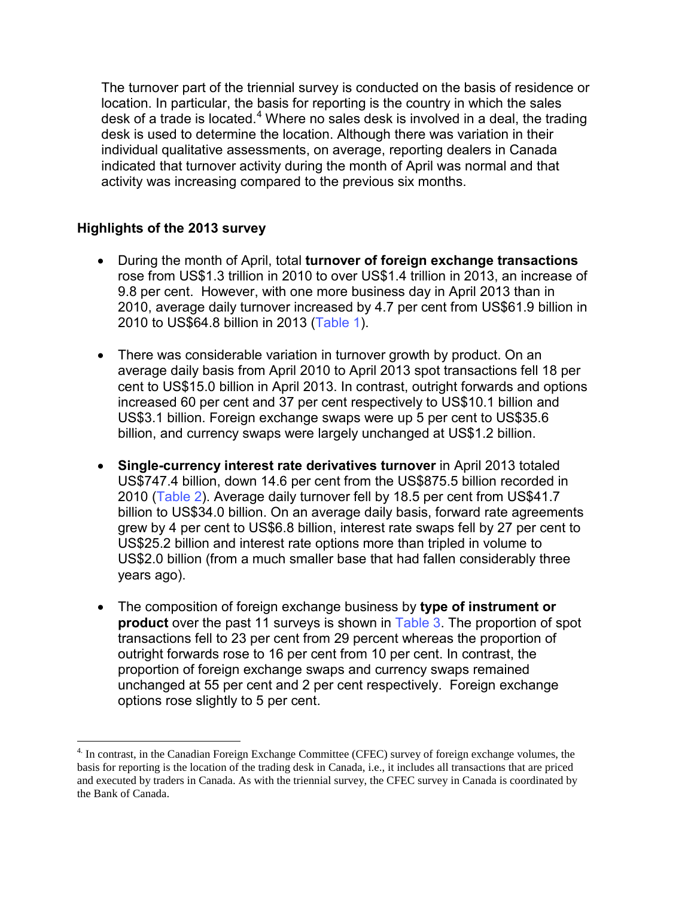The turnover part of the triennial survey is conducted on the basis of residence or location. In particular, the basis for reporting is the country in which the sales desk of a trade is located.[4] Where no sales desk is involved in a deal, the trading desk is used to determine the location. Although there was variation in their individual qualitative assessments, on average, reporting dealers in Canada indicated that turnover activity during the month of April was normal and that activity was increasing compared to the previous six months.

## Highlights of the 2013 survey

- During the month of April, total **turnover of foreign exchange transactions** rose from US$1.3 trillion in 2010 to over US$1.4 trillion in 2013, an increase of 9.8 per cent. However, with one more business day in April 2013 than in 2010, average daily turnover increased by 4.7 per cent from US$61.9 billion in 2010 to US$64.8 billion in 2013 (Table 1).

- There was considerable variation in turnover growth by product. On an average daily basis from April 2010 to April 2013 spot transactions fell 18 per cent to US$15.0 billion in April 2013. In contrast, outright forwards and options increased 60 per cent and 37 per cent respectively to US$10.1 billion and US$3.1 billion. Foreign exchange swaps were up 5 per cent to US$35.6 billion, and currency swaps were largely unchanged at US$1.2 billion.

- **Single-currency interest rate derivatives turnover** in April 2013 totaled US$747.4 billion, down 14.6 per cent from the US$875.5 billion recorded in 2010 (Table 2). Average daily turnover fell by 18.5 per cent from US$41.7 billion to US$34.0 billion. On an average daily basis, forward rate agreements grew by 4 per cent to US$6.8 billion, interest rate swaps fell by 27 per cent to US$25.2 billion and interest rate options more than tripled in volume to US$2.0 billion (from a much smaller base that had fallen considerably three years ago).

- The composition of foreign exchange business by **type of instrument or product** over the past 11 surveys is shown in Table 3. The proportion of spot transactions fell to 23 per cent from 29 percent whereas the proportion of outright forwards rose to 16 per cent from 10 per cent. In contrast, the proportion of foreign exchange swaps and currency swaps remained unchanged at 55 per cent and 2 per cent respectively. Foreign exchange options rose slightly to 5 per cent.

[4] In contrast, in the Canadian Foreign Exchange Committee (CFEC) survey of foreign exchange volumes, the basis for reporting is the location of the trading desk in Canada, i.e., it includes all transactions that are priced and executed by traders in Canada. As with the triennial survey, the CFEC survey in Canada is coordinated by the Bank of Canada.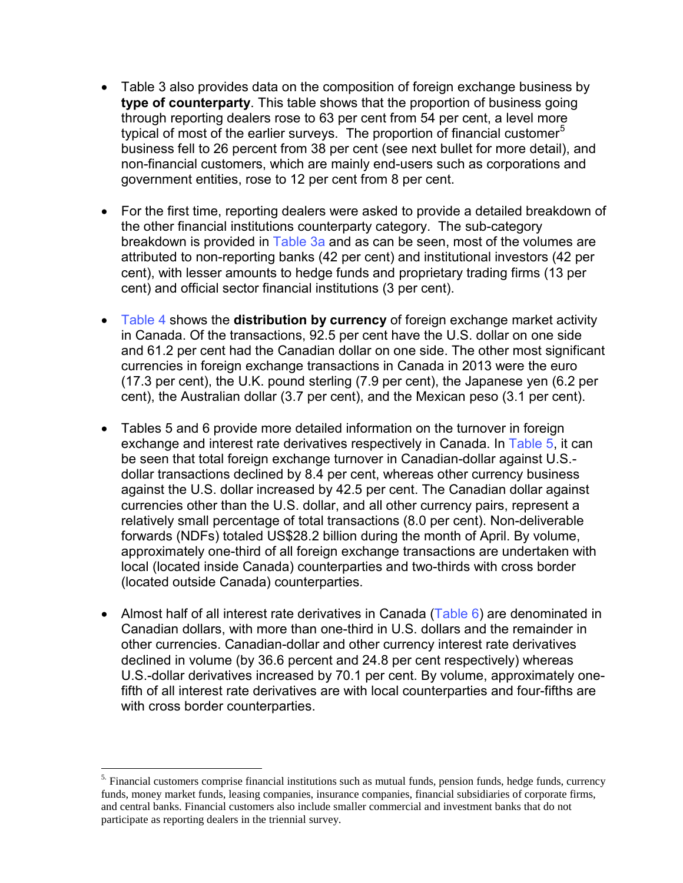- Table 3 also provides data on the composition of foreign exchange business by **type of counterparty**. This table shows that the proportion of business going through reporting dealers rose to 63 per cent from 54 per cent, a level more typical of most of the earlier surveys. The proportion of financial customer[5] business fell to 26 percent from 38 per cent (see next bullet for more detail), and non-financial customers, which are mainly end-users such as corporations and government entities, rose to 12 per cent from 8 per cent.

- For the first time, reporting dealers were asked to provide a detailed breakdown of the other financial institutions counterparty category. The sub-category breakdown is provided in Table 3a and as can be seen, most of the volumes are attributed to non-reporting banks (42 per cent) and institutional investors (42 per cent), with lesser amounts to hedge funds and proprietary trading firms (13 per cent) and official sector financial institutions (3 per cent).

- Table 4 shows the **distribution by currency** of foreign exchange market activity in Canada. Of the transactions, 92.5 per cent have the U.S. dollar on one side and 61.2 per cent had the Canadian dollar on one side. The other most significant currencies in foreign exchange transactions in Canada in 2013 were the euro (17.3 per cent), the U.K. pound sterling (7.9 per cent), the Japanese yen (6.2 per cent), the Australian dollar (3.7 per cent), and the Mexican peso (3.1 per cent).

- Tables 5 and 6 provide more detailed information on the turnover in foreign exchange and interest rate derivatives respectively in Canada. In Table 5, it can be seen that total foreign exchange turnover in Canadian-dollar against U.S.-dollar transactions declined by 8.4 per cent, whereas other currency business against the U.S. dollar increased by 42.5 per cent. The Canadian dollar against currencies other than the U.S. dollar, and all other currency pairs, represent a relatively small percentage of total transactions (8.0 per cent). Non-deliverable forwards (NDFs) totaled US$28.2 billion during the month of April. By volume, approximately one-third of all foreign exchange transactions are undertaken with local (located inside Canada) counterparties and two-thirds with cross border (located outside Canada) counterparties.

- Almost half of all interest rate derivatives in Canada (Table 6) are denominated in Canadian dollars, with more than one-third in U.S. dollars and the remainder in other currencies. Canadian-dollar and other currency interest rate derivatives declined in volume (by 36.6 percent and 24.8 per cent respectively) whereas U.S.-dollar derivatives increased by 70.1 per cent. By volume, approximately one-fifth of all interest rate derivatives are with local counterparties and four-fifths are with cross border counterparties.

---

[5] Financial customers comprise financial institutions such as mutual funds, pension funds, hedge funds, currency funds, money market funds, leasing companies, insurance companies, financial subsidiaries of corporate firms, and central banks. Financial customers also include smaller commercial and investment banks that do not participate as reporting dealers in the triennial survey.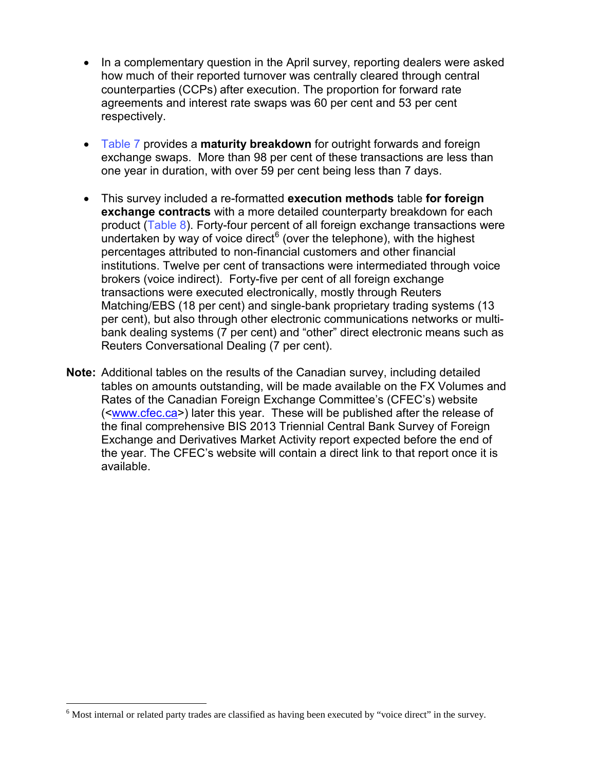- In a complementary question in the April survey, reporting dealers were asked how much of their reported turnover was centrally cleared through central counterparties (CCPs) after execution. The proportion for forward rate agreements and interest rate swaps was 60 per cent and 53 per cent respectively.

- Table 7 provides a **maturity breakdown** for outright forwards and foreign exchange swaps. More than 98 per cent of these transactions are less than one year in duration, with over 59 per cent being less than 7 days.

- This survey included a re-formatted **execution methods** table **for foreign exchange contracts** with a more detailed counterparty breakdown for each product (Table 8). Forty-four percent of all foreign exchange transactions were undertaken by way of voice direct[6] (over the telephone), with the highest percentages attributed to non-financial customers and other financial institutions. Twelve per cent of transactions were intermediated through voice brokers (voice indirect). Forty-five per cent of all foreign exchange transactions were executed electronically, mostly through Reuters Matching/EBS (18 per cent) and single-bank proprietary trading systems (13 per cent), but also through other electronic communications networks or multi-bank dealing systems (7 per cent) and "other" direct electronic means such as Reuters Conversational Dealing (7 per cent).

**Note:** Additional tables on the results of the Canadian survey, including detailed tables on amounts outstanding, will be made available on the FX Volumes and Rates of the Canadian Foreign Exchange Committee's (CFEC's) website (<www.cfec.ca>) later this year. These will be published after the release of the final comprehensive BIS 2013 Triennial Central Bank Survey of Foreign Exchange and Derivatives Market Activity report expected before the end of the year. The CFEC's website will contain a direct link to that report once it is available.

---

[6] Most internal or related party trades are classified as having been executed by "voice direct" in the survey.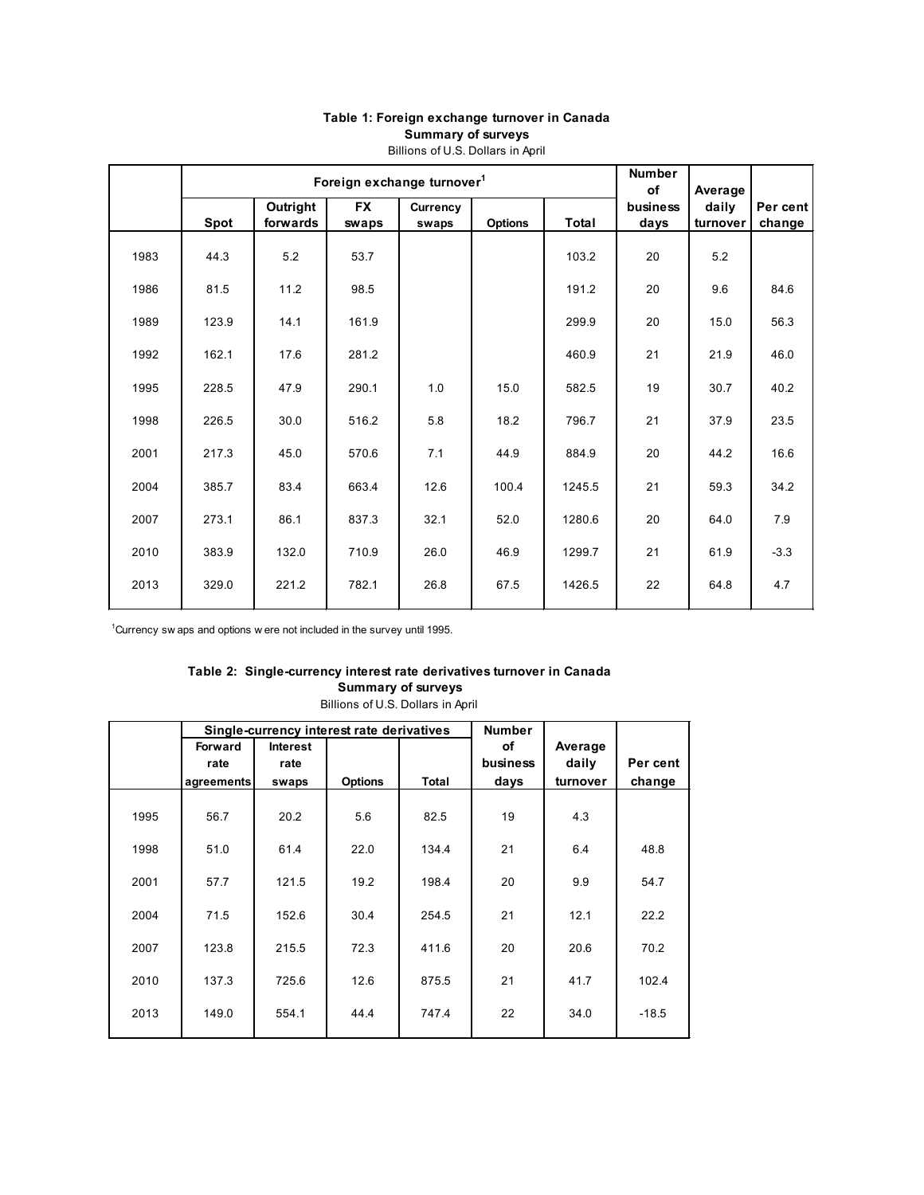**Table 1: Foreign exchange turnover in Canada**
**Summary of surveys**
Billions of U.S. Dollars in April

| | Foreign exchange turnover[1] | | | | | | Number of business days | Average daily turnover | Per cent change |
|---|---|---|---|---|---|---|---|---|---|
| | Spot | Outright forwards | FX swaps | Currency swaps | Options | Total | | | |
| 1983 | 44.3 | 5.2 | 53.7 | | | 103.2 | 20 | 5.2 | |
| 1986 | 81.5 | 11.2 | 98.5 | | | 191.2 | 20 | 9.6 | 84.6 |
| 1989 | 123.9 | 14.1 | 161.9 | | | 299.9 | 20 | 15.0 | 56.3 |
| 1992 | 162.1 | 17.6 | 281.2 | | | 460.9 | 21 | 21.9 | 46.0 |
| 1995 | 228.5 | 47.9 | 290.1 | 1.0 | 15.0 | 582.5 | 19 | 30.7 | 40.2 |
| 1998 | 226.5 | 30.0 | 516.2 | 5.8 | 18.2 | 796.7 | 21 | 37.9 | 23.5 |
| 2001 | 217.3 | 45.0 | 570.6 | 7.1 | 44.9 | 884.9 | 20 | 44.2 | 16.6 |
| 2004 | 385.7 | 83.4 | 663.4 | 12.6 | 100.4 | 1245.5 | 21 | 59.3 | 34.2 |
| 2007 | 273.1 | 86.1 | 837.3 | 32.1 | 52.0 | 1280.6 | 20 | 64.0 | 7.9 |
| 2010 | 383.9 | 132.0 | 710.9 | 26.0 | 46.9 | 1299.7 | 21 | 61.9 | -3.3 |
| 2013 | 329.0 | 221.2 | 782.1 | 26.8 | 67.5 | 1426.5 | 22 | 64.8 | 4.7 |

[1]Currency swaps and options were not included in the survey until 1995.

**Table 2: Single-currency interest rate derivatives turnover in Canada**
**Summary of surveys**
Billions of U.S. Dollars in April

| | Single-currency interest rate derivatives | | | | Number of business days | Average daily turnover | Per cent change |
|---|---|---|---|---|---|---|---|
| | Forward rate agreements | Interest rate swaps | Options | Total | | | |
| 1995 | 56.7 | 20.2 | 5.6 | 82.5 | 19 | 4.3 | |
| 1998 | 51.0 | 61.4 | 22.0 | 134.4 | 21 | 6.4 | 48.8 |
| 2001 | 57.7 | 121.5 | 19.2 | 198.4 | 20 | 9.9 | 54.7 |
| 2004 | 71.5 | 152.6 | 30.4 | 254.5 | 21 | 12.1 | 22.2 |
| 2007 | 123.8 | 215.5 | 72.3 | 411.6 | 20 | 20.6 | 70.2 |
| 2010 | 137.3 | 725.6 | 12.6 | 875.5 | 21 | 41.7 | 102.4 |
| 2013 | 149.0 | 554.1 | 44.4 | 747.4 | 22 | 34.0 | -18.5 |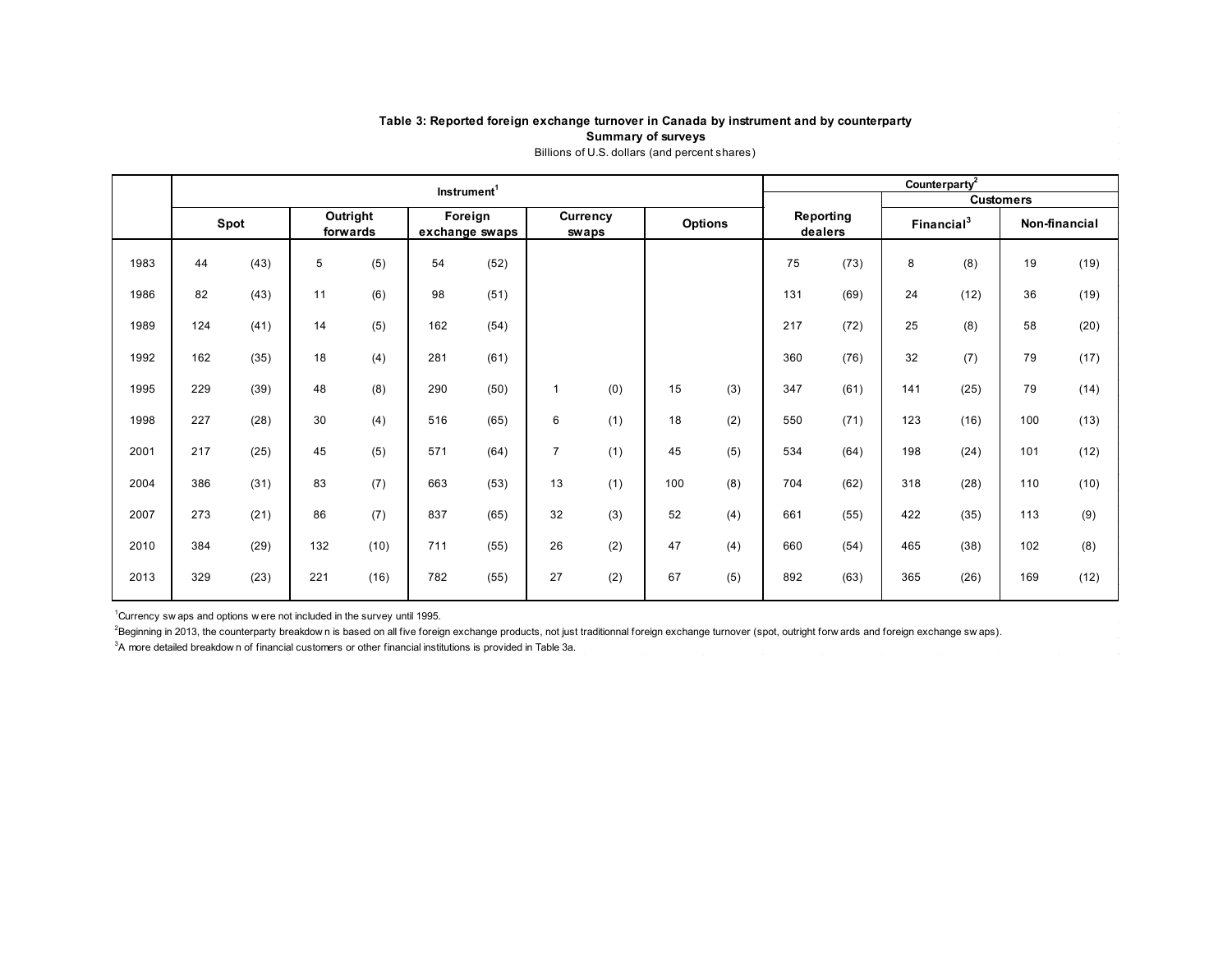**Table 3: Reported foreign exchange turnover in Canada by instrument and by counterparty**
**Summary of surveys**
Billions of U.S. dollars (and percent shares)

| | Instrument[1] | | | | | | | | | | Counterparty[2] | | | | | |
|---|---|---|---|---|---|---|---|---|---|---|---|---|---|---|---|---|
| | | | | | | | | | | | | | Customers | | | |
| | Spot | | Outright forwards | | Foreign exchange swaps | | Currency swaps | | Options | | Reporting dealers | | Financial[3] | | Non-financial | |
| 1983 | 44 | (43) | 5 | (5) | 54 | (52) | | | | | 75 | (73) | 8 | (8) | 19 | (19) |
| 1986 | 82 | (43) | 11 | (6) | 98 | (51) | | | | | 131 | (69) | 24 | (12) | 36 | (19) |
| 1989 | 124 | (41) | 14 | (5) | 162 | (54) | | | | | 217 | (72) | 25 | (8) | 58 | (20) |
| 1992 | 162 | (35) | 18 | (4) | 281 | (61) | | | | | 360 | (76) | 32 | (7) | 79 | (17) |
| 1995 | 229 | (39) | 48 | (8) | 290 | (50) | 1 | (0) | 15 | (3) | 347 | (61) | 141 | (25) | 79 | (14) |
| 1998 | 227 | (28) | 30 | (4) | 516 | (65) | 6 | (1) | 18 | (2) | 550 | (71) | 123 | (16) | 100 | (13) |
| 2001 | 217 | (25) | 45 | (5) | 571 | (64) | 7 | (1) | 45 | (5) | 534 | (64) | 198 | (24) | 101 | (12) |
| 2004 | 386 | (31) | 83 | (7) | 663 | (53) | 13 | (1) | 100 | (8) | 704 | (62) | 318 | (28) | 110 | (10) |
| 2007 | 273 | (21) | 86 | (7) | 837 | (65) | 32 | (3) | 52 | (4) | 661 | (55) | 422 | (35) | 113 | (9) |
| 2010 | 384 | (29) | 132 | (10) | 711 | (55) | 26 | (2) | 47 | (4) | 660 | (54) | 465 | (38) | 102 | (8) |
| 2013 | 329 | (23) | 221 | (16) | 782 | (55) | 27 | (2) | 67 | (5) | 892 | (63) | 365 | (26) | 169 | (12) |

[1]Currency swaps and options were not included in the survey until 1995.

[2]Beginning in 2013, the counterparty breakdown is based on all five foreign exchange products, not just traditionnal foreign exchange turnover (spot, outright forwards and foreign exchange swaps).

[3]A more detailed breakdown of financial customers or other financial institutions is provided in Table 3a.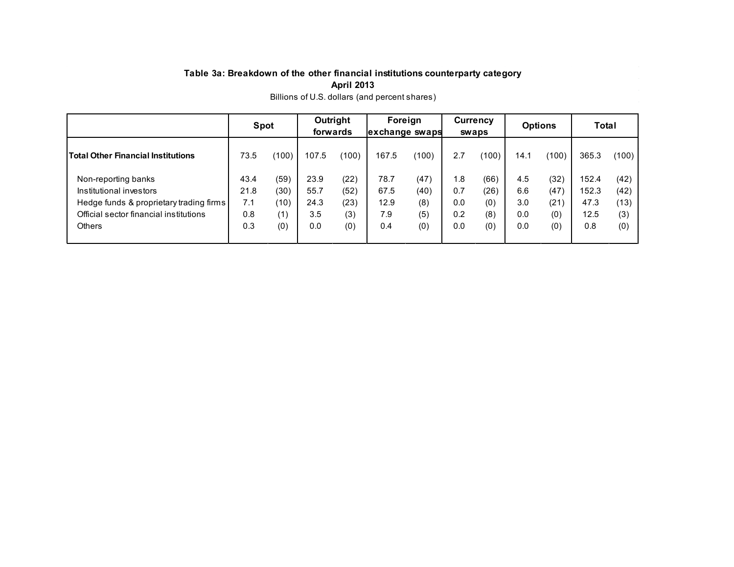**Table 3a: Breakdown of the other financial institutions counterparty category**

**April 2013**

Billions of U.S. dollars (and percent shares)

| | Spot | | Outright forwards | | Foreign exchange swaps | | Currency swaps | | Options | | Total | |
|---|---|---|---|---|---|---|---|---|---|---|---|---|
| **Total Other Financial Institutions** | 73.5 | (100) | 107.5 | (100) | 167.5 | (100) | 2.7 | (100) | 14.1 | (100) | 365.3 | (100) |
| Non-reporting banks | 43.4 | (59) | 23.9 | (22) | 78.7 | (47) | 1.8 | (66) | 4.5 | (32) | 152.4 | (42) |
| Institutional investors | 21.8 | (30) | 55.7 | (52) | 67.5 | (40) | 0.7 | (26) | 6.6 | (47) | 152.3 | (42) |
| Hedge funds & proprietary trading firms | 7.1 | (10) | 24.3 | (23) | 12.9 | (8) | 0.0 | (0) | 3.0 | (21) | 47.3 | (13) |
| Official sector financial institutions | 0.8 | (1) | 3.5 | (3) | 7.9 | (5) | 0.2 | (8) | 0.0 | (0) | 12.5 | (3) |
| Others | 0.3 | (0) | 0.0 | (0) | 0.4 | (0) | 0.0 | (0) | 0.0 | (0) | 0.8 | (0) |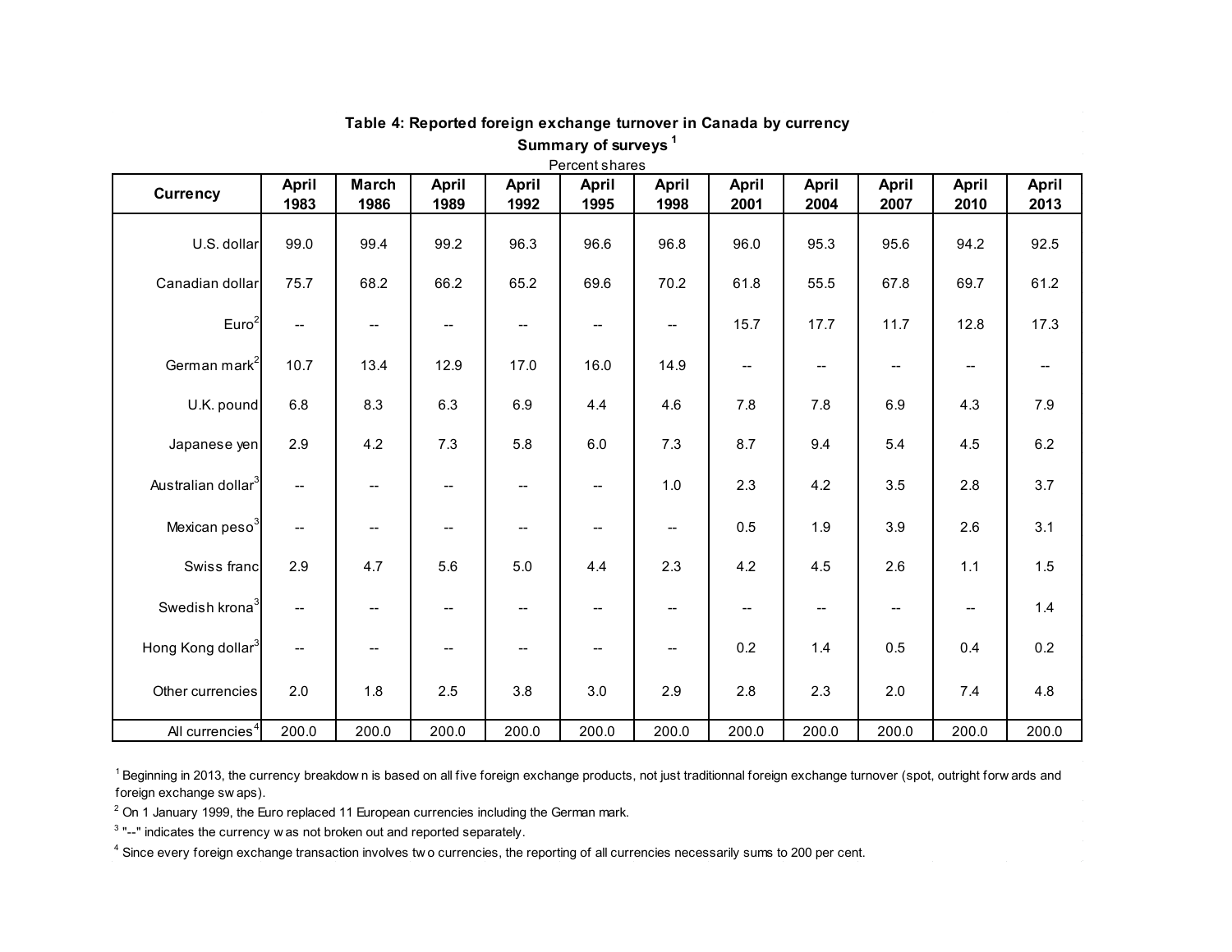**Table 4: Reported foreign exchange turnover in Canada by currency**

**Summary of surveys [1]**

Percent shares

| Currency | April 1983 | March 1986 | April 1989 | April 1992 | April 1995 | April 1998 | April 2001 | April 2004 | April 2007 | April 2010 | April 2013 |
|---|---|---|---|---|---|---|---|---|---|---|---|
| U.S. dollar | 99.0 | 99.4 | 99.2 | 96.3 | 96.6 | 96.8 | 96.0 | 95.3 | 95.6 | 94.2 | 92.5 |
| Canadian dollar | 75.7 | 68.2 | 66.2 | 65.2 | 69.6 | 70.2 | 61.8 | 55.5 | 67.8 | 69.7 | 61.2 |
| Euro[2] | -- | -- | -- | -- | -- | -- | 15.7 | 17.7 | 11.7 | 12.8 | 17.3 |
| German mark[2] | 10.7 | 13.4 | 12.9 | 17.0 | 16.0 | 14.9 | -- | -- | -- | -- | -- |
| U.K. pound | 6.8 | 8.3 | 6.3 | 6.9 | 4.4 | 4.6 | 7.8 | 7.8 | 6.9 | 4.3 | 7.9 |
| Japanese yen | 2.9 | 4.2 | 7.3 | 5.8 | 6.0 | 7.3 | 8.7 | 9.4 | 5.4 | 4.5 | 6.2 |
| Australian dollar[3] | -- | -- | -- | -- | -- | 1.0 | 2.3 | 4.2 | 3.5 | 2.8 | 3.7 |
| Mexican peso[3] | -- | -- | -- | -- | -- | -- | 0.5 | 1.9 | 3.9 | 2.6 | 3.1 |
| Swiss franc | 2.9 | 4.7 | 5.6 | 5.0 | 4.4 | 2.3 | 4.2 | 4.5 | 2.6 | 1.1 | 1.5 |
| Swedish krona[3] | -- | -- | -- | -- | -- | -- | -- | -- | -- | -- | 1.4 |
| Hong Kong dollar[3] | -- | -- | -- | -- | -- | -- | 0.2 | 1.4 | 0.5 | 0.4 | 0.2 |
| Other currencies | 2.0 | 1.8 | 2.5 | 3.8 | 3.0 | 2.9 | 2.8 | 2.3 | 2.0 | 7.4 | 4.8 |
| All currencies[4] | 200.0 | 200.0 | 200.0 | 200.0 | 200.0 | 200.0 | 200.0 | 200.0 | 200.0 | 200.0 | 200.0 |

[1] Beginning in 2013, the currency breakdown is based on all five foreign exchange products, not just traditionnal foreign exchange turnover (spot, outright forwards and foreign exchange swaps).

[2] On 1 January 1999, the Euro replaced 11 European currencies including the German mark.

[3] "--" indicates the currency was not broken out and reported separately.

[4] Since every foreign exchange transaction involves two currencies, the reporting of all currencies necessarily sums to 200 per cent.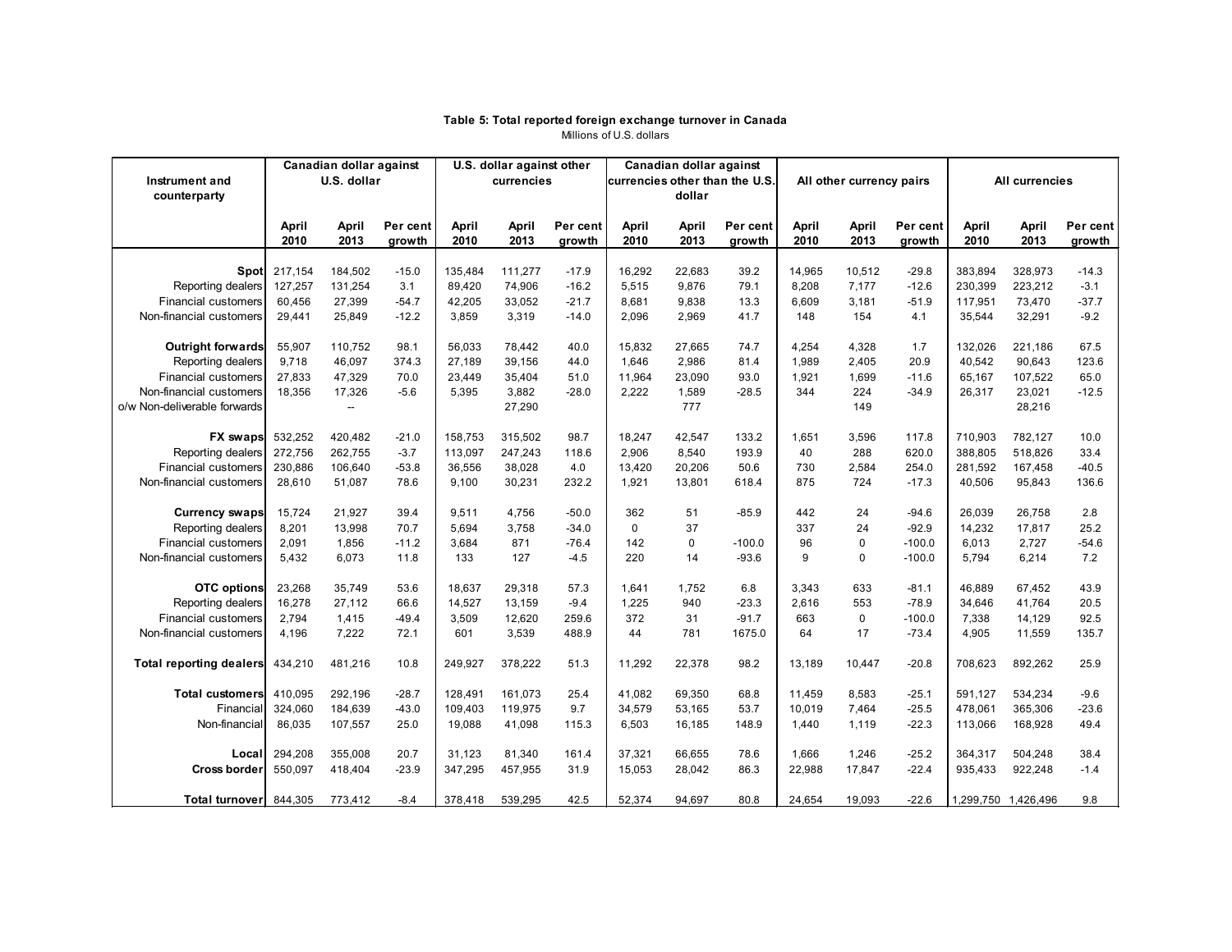**Table 5: Total reported foreign exchange turnover in Canada**

Millions of U.S. dollars

| Instrument and counterparty | Canadian dollar against U.S. dollar | | | U.S. dollar against other currencies | | | Canadian dollar against currencies other than the U.S. dollar | | | All other currency pairs | | | All currencies | | |
|---|---|---|---|---|---|---|---|---|---|---|---|---|---|---|---|
| | April 2010 | April 2013 | Per cent growth | April 2010 | April 2013 | Per cent growth | April 2010 | April 2013 | Per cent growth | April 2010 | April 2013 | Per cent growth | April 2010 | April 2013 | Per cent growth |
| **Spot** | 217,154 | 184,502 | -15.0 | 135,484 | 111,277 | -17.9 | 16,292 | 22,683 | 39.2 | 14,965 | 10,512 | -29.8 | 383,894 | 328,973 | -14.3 |
| Reporting dealers | 127,257 | 131,254 | 3.1 | 89,420 | 74,906 | -16.2 | 5,515 | 9,876 | 79.1 | 8,208 | 7,177 | -12.6 | 230,399 | 223,212 | -3.1 |
| Financial customers | 60,456 | 27,399 | -54.7 | 42,205 | 33,052 | -21.7 | 8,681 | 9,838 | 13.3 | 6,609 | 3,181 | -51.9 | 117,951 | 73,470 | -37.7 |
| Non-financial customers | 29,441 | 25,849 | -12.2 | 3,859 | 3,319 | -14.0 | 2,096 | 2,969 | 41.7 | 148 | 154 | 4.1 | 35,544 | 32,291 | -9.2 |
| **Outright forwards** | 55,907 | 110,752 | 98.1 | 56,033 | 78,442 | 40.0 | 15,832 | 27,665 | 74.7 | 4,254 | 4,328 | 1.7 | 132,026 | 221,186 | 67.5 |
| Reporting dealers | 9,718 | 46,097 | 374.3 | 27,189 | 39,156 | 44.0 | 1,646 | 2,986 | 81.4 | 1,989 | 2,405 | 20.9 | 40,542 | 90,643 | 123.6 |
| Financial customers | 27,833 | 47,329 | 70.0 | 23,449 | 35,404 | 51.0 | 11,964 | 23,090 | 93.0 | 1,921 | 1,699 | -11.6 | 65,167 | 107,522 | 65.0 |
| Non-financial customers | 18,356 | 17,326 | -5.6 | 5,395 | 3,882 | -28.0 | 2,222 | 1,589 | -28.5 | 344 | 224 | -34.9 | 26,317 | 23,021 | -12.5 |
| o/w Non-deliverable forwards | | -- | | | 27,290 | | | 777 | | | 149 | | | 28,216 | |
| **FX swaps** | 532,252 | 420,482 | -21.0 | 158,753 | 315,502 | 98.7 | 18,247 | 42,547 | 133.2 | 1,651 | 3,596 | 117.8 | 710,903 | 782,127 | 10.0 |
| Reporting dealers | 272,756 | 262,755 | -3.7 | 113,097 | 247,243 | 118.6 | 2,906 | 8,540 | 193.9 | 40 | 288 | 620.0 | 388,805 | 518,826 | 33.4 |
| Financial customers | 230,886 | 106,640 | -53.8 | 36,556 | 38,028 | 4.0 | 13,420 | 20,206 | 50.6 | 730 | 2,584 | 254.0 | 281,592 | 167,458 | -40.5 |
| Non-financial customers | 28,610 | 51,087 | 78.6 | 9,100 | 30,231 | 232.2 | 1,921 | 13,801 | 618.4 | 875 | 724 | -17.3 | 40,506 | 95,843 | 136.6 |
| **Currency swaps** | 15,724 | 21,927 | 39.4 | 9,511 | 4,756 | -50.0 | 362 | 51 | -85.9 | 442 | 24 | -94.6 | 26,039 | 26,758 | 2.8 |
| Reporting dealers | 8,201 | 13,998 | 70.7 | 5,694 | 3,758 | -34.0 | 0 | 37 | | 337 | 24 | -92.9 | 14,232 | 17,817 | 25.2 |
| Financial customers | 2,091 | 1,856 | -11.2 | 3,684 | 871 | -76.4 | 142 | 0 | -100.0 | 96 | 0 | -100.0 | 6,013 | 2,727 | -54.6 |
| Non-financial customers | 5,432 | 6,073 | 11.8 | 133 | 127 | -4.5 | 220 | 14 | -93.6 | 9 | 0 | -100.0 | 5,794 | 6,214 | 7.2 |
| **OTC options** | 23,268 | 35,749 | 53.6 | 18,637 | 29,318 | 57.3 | 1,641 | 1,752 | 6.8 | 3,343 | 633 | -81.1 | 46,889 | 67,452 | 43.9 |
| Reporting dealers | 16,278 | 27,112 | 66.6 | 14,527 | 13,159 | -9.4 | 1,225 | 940 | -23.3 | 2,616 | 553 | -78.9 | 34,646 | 41,764 | 20.5 |
| Financial customers | 2,794 | 1,415 | -49.4 | 3,509 | 12,620 | 259.6 | 372 | 31 | -91.7 | 663 | 0 | -100.0 | 7,338 | 14,129 | 92.5 |
| Non-financial customers | 4,196 | 7,222 | 72.1 | 601 | 3,539 | 488.9 | 44 | 781 | 1675.0 | 64 | 17 | -73.4 | 4,905 | 11,559 | 135.7 |
| **Total reporting dealers** | 434,210 | 481,216 | 10.8 | 249,927 | 378,222 | 51.3 | 11,292 | 22,378 | 98.2 | 13,189 | 10,447 | -20.8 | 708,623 | 892,262 | 25.9 |
| **Total customers** | 410,095 | 292,196 | -28.7 | 128,491 | 161,073 | 25.4 | 41,082 | 69,350 | 68.8 | 11,459 | 8,583 | -25.1 | 591,127 | 534,234 | -9.6 |
| Financial | 324,060 | 184,639 | -43.0 | 109,403 | 119,975 | 9.7 | 34,579 | 53,165 | 53.7 | 10,019 | 7,464 | -25.5 | 478,061 | 365,306 | -23.6 |
| Non-financial | 86,035 | 107,557 | 25.0 | 19,088 | 41,098 | 115.3 | 6,503 | 16,185 | 148.9 | 1,440 | 1,119 | -22.3 | 113,066 | 168,928 | 49.4 |
| **Local** | 294,208 | 355,008 | 20.7 | 31,123 | 81,340 | 161.4 | 37,321 | 66,655 | 78.6 | 1,666 | 1,246 | -25.2 | 364,317 | 504,248 | 38.4 |
| **Cross border** | 550,097 | 418,404 | -23.9 | 347,295 | 457,955 | 31.9 | 15,053 | 28,042 | 86.3 | 22,988 | 17,847 | -22.4 | 935,433 | 922,248 | -1.4 |
| **Total turnover** | 844,305 | 773,412 | -8.4 | 378,418 | 539,295 | 42.5 | 52,374 | 94,697 | 80.8 | 24,654 | 19,093 | -22.6 | 1,299,750 | 1,426,496 | 9.8 |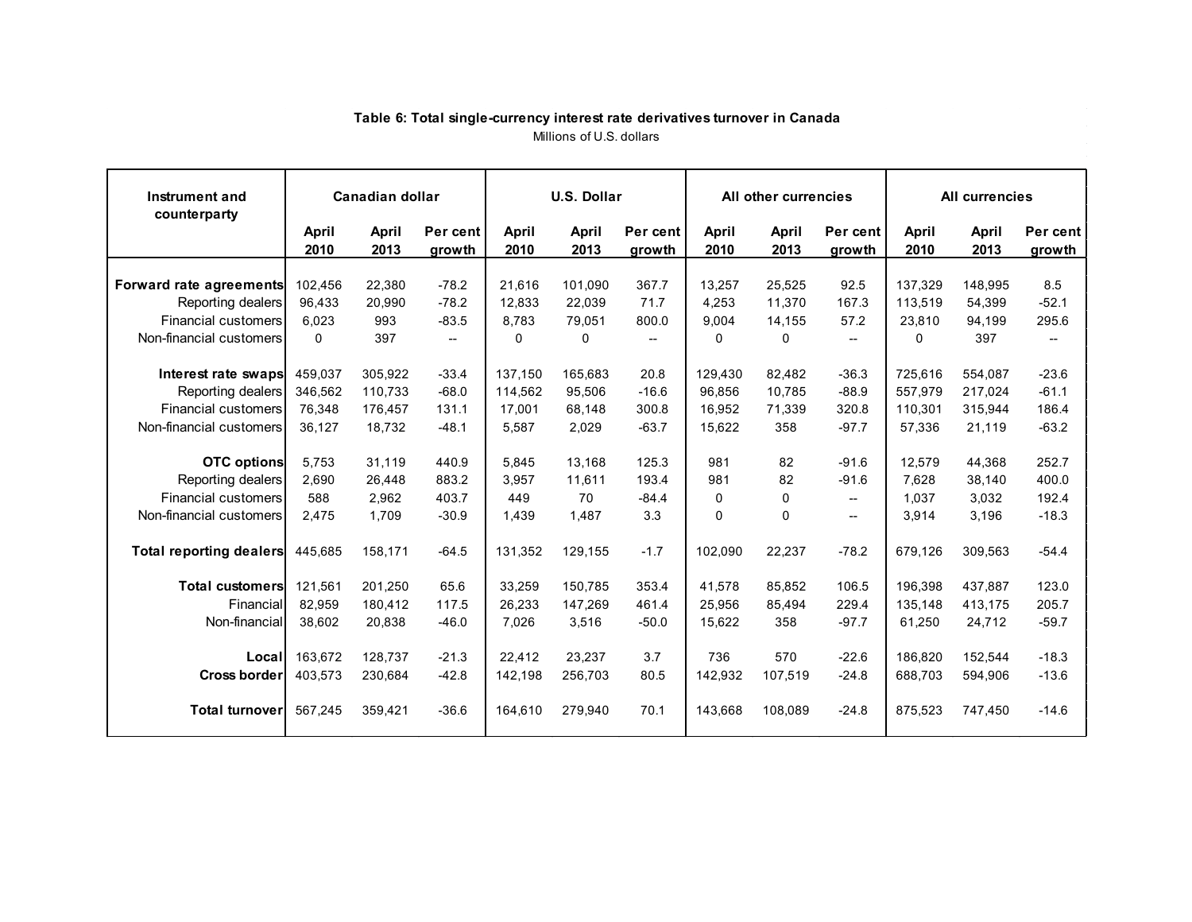**Table 6: Total single-currency interest rate derivatives turnover in Canada**

Millions of U.S. dollars

| Instrument and counterparty | Canadian dollar | | | U.S. Dollar | | | All other currencies | | | All currencies | | |
|---|---|---|---|---|---|---|---|---|---|---|---|---|
| | April 2010 | April 2013 | Per cent growth | April 2010 | April 2013 | Per cent growth | April 2010 | April 2013 | Per cent growth | April 2010 | April 2013 | Per cent growth |
| **Forward rate agreements** | 102,456 | 22,380 | -78.2 | 21,616 | 101,090 | 367.7 | 13,257 | 25,525 | 92.5 | 137,329 | 148,995 | 8.5 |
| Reporting dealers | 96,433 | 20,990 | -78.2 | 12,833 | 22,039 | 71.7 | 4,253 | 11,370 | 167.3 | 113,519 | 54,399 | -52.1 |
| Financial customers | 6,023 | 993 | -83.5 | 8,783 | 79,051 | 800.0 | 9,004 | 14,155 | 57.2 | 23,810 | 94,199 | 295.6 |
| Non-financial customers | 0 | 397 | -- | 0 | 0 | -- | 0 | 0 | -- | 0 | 397 | -- |
| **Interest rate swaps** | 459,037 | 305,922 | -33.4 | 137,150 | 165,683 | 20.8 | 129,430 | 82,482 | -36.3 | 725,616 | 554,087 | -23.6 |
| Reporting dealers | 346,562 | 110,733 | -68.0 | 114,562 | 95,506 | -16.6 | 96,856 | 10,785 | -88.9 | 557,979 | 217,024 | -61.1 |
| Financial customers | 76,348 | 176,457 | 131.1 | 17,001 | 68,148 | 300.8 | 16,952 | 71,339 | 320.8 | 110,301 | 315,944 | 186.4 |
| Non-financial customers | 36,127 | 18,732 | -48.1 | 5,587 | 2,029 | -63.7 | 15,622 | 358 | -97.7 | 57,336 | 21,119 | -63.2 |
| **OTC options** | 5,753 | 31,119 | 440.9 | 5,845 | 13,168 | 125.3 | 981 | 82 | -91.6 | 12,579 | 44,368 | 252.7 |
| Reporting dealers | 2,690 | 26,448 | 883.2 | 3,957 | 11,611 | 193.4 | 981 | 82 | -91.6 | 7,628 | 38,140 | 400.0 |
| Financial customers | 588 | 2,962 | 403.7 | 449 | 70 | -84.4 | 0 | 0 | -- | 1,037 | 3,032 | 192.4 |
| Non-financial customers | 2,475 | 1,709 | -30.9 | 1,439 | 1,487 | 3.3 | 0 | 0 | -- | 3,914 | 3,196 | -18.3 |
| **Total reporting dealers** | 445,685 | 158,171 | -64.5 | 131,352 | 129,155 | -1.7 | 102,090 | 22,237 | -78.2 | 679,126 | 309,563 | -54.4 |
| **Total customers** | 121,561 | 201,250 | 65.6 | 33,259 | 150,785 | 353.4 | 41,578 | 85,852 | 106.5 | 196,398 | 437,887 | 123.0 |
| Financial | 82,959 | 180,412 | 117.5 | 26,233 | 147,269 | 461.4 | 25,956 | 85,494 | 229.4 | 135,148 | 413,175 | 205.7 |
| Non-financial | 38,602 | 20,838 | -46.0 | 7,026 | 3,516 | -50.0 | 15,622 | 358 | -97.7 | 61,250 | 24,712 | -59.7 |
| **Local** | 163,672 | 128,737 | -21.3 | 22,412 | 23,237 | 3.7 | 736 | 570 | -22.6 | 186,820 | 152,544 | -18.3 |
| **Cross border** | 403,573 | 230,684 | -42.8 | 142,198 | 256,703 | 80.5 | 142,932 | 107,519 | -24.8 | 688,703 | 594,906 | -13.6 |
| **Total turnover** | 567,245 | 359,421 | -36.6 | 164,610 | 279,940 | 70.1 | 143,668 | 108,089 | -24.8 | 875,523 | 747,450 | -14.6 |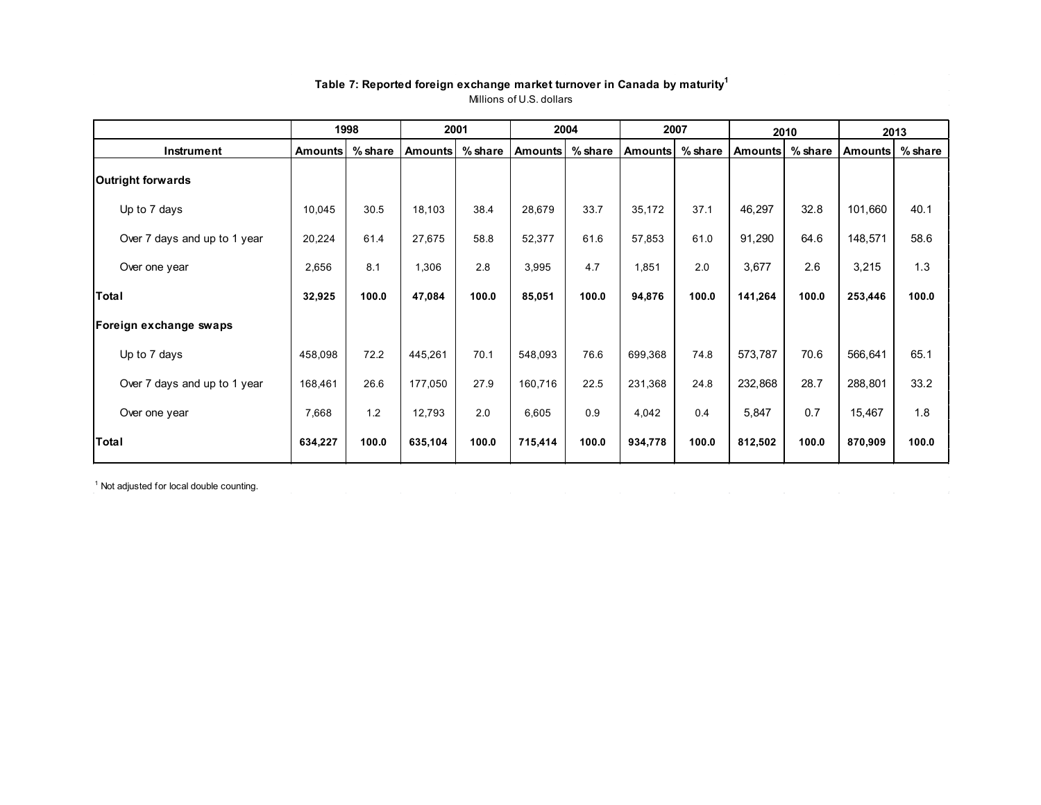**Table 7: Reported foreign exchange market turnover in Canada by maturity**[1]

Millions of U.S. dollars

| | 1998 | | 2001 | | 2004 | | 2007 | | 2010 | | 2013 | |
|---|---|---|---|---|---|---|---|---|---|---|---|---|
| **Instrument** | **Amounts** | **% share** | **Amounts** | **% share** | **Amounts** | **% share** | **Amounts** | **% share** | **Amounts** | **% share** | **Amounts** | **% share** |
| **Outright forwards** | | | | | | | | | | | | |
| Up to 7 days | 10,045 | 30.5 | 18,103 | 38.4 | 28,679 | 33.7 | 35,172 | 37.1 | 46,297 | 32.8 | 101,660 | 40.1 |
| Over 7 days and up to 1 year | 20,224 | 61.4 | 27,675 | 58.8 | 52,377 | 61.6 | 57,853 | 61.0 | 91,290 | 64.6 | 148,571 | 58.6 |
| Over one year | 2,656 | 8.1 | 1,306 | 2.8 | 3,995 | 4.7 | 1,851 | 2.0 | 3,677 | 2.6 | 3,215 | 1.3 |
| **Total** | **32,925** | **100.0** | **47,084** | **100.0** | **85,051** | **100.0** | **94,876** | **100.0** | **141,264** | **100.0** | **253,446** | **100.0** |
| **Foreign exchange swaps** | | | | | | | | | | | | |
| Up to 7 days | 458,098 | 72.2 | 445,261 | 70.1 | 548,093 | 76.6 | 699,368 | 74.8 | 573,787 | 70.6 | 566,641 | 65.1 |
| Over 7 days and up to 1 year | 168,461 | 26.6 | 177,050 | 27.9 | 160,716 | 22.5 | 231,368 | 24.8 | 232,868 | 28.7 | 288,801 | 33.2 |
| Over one year | 7,668 | 1.2 | 12,793 | 2.0 | 6,605 | 0.9 | 4,042 | 0.4 | 5,847 | 0.7 | 15,467 | 1.8 |
| **Total** | **634,227** | **100.0** | **635,104** | **100.0** | **715,414** | **100.0** | **934,778** | **100.0** | **812,502** | **100.0** | **870,909** | **100.0** |

[1] Not adjusted for local double counting.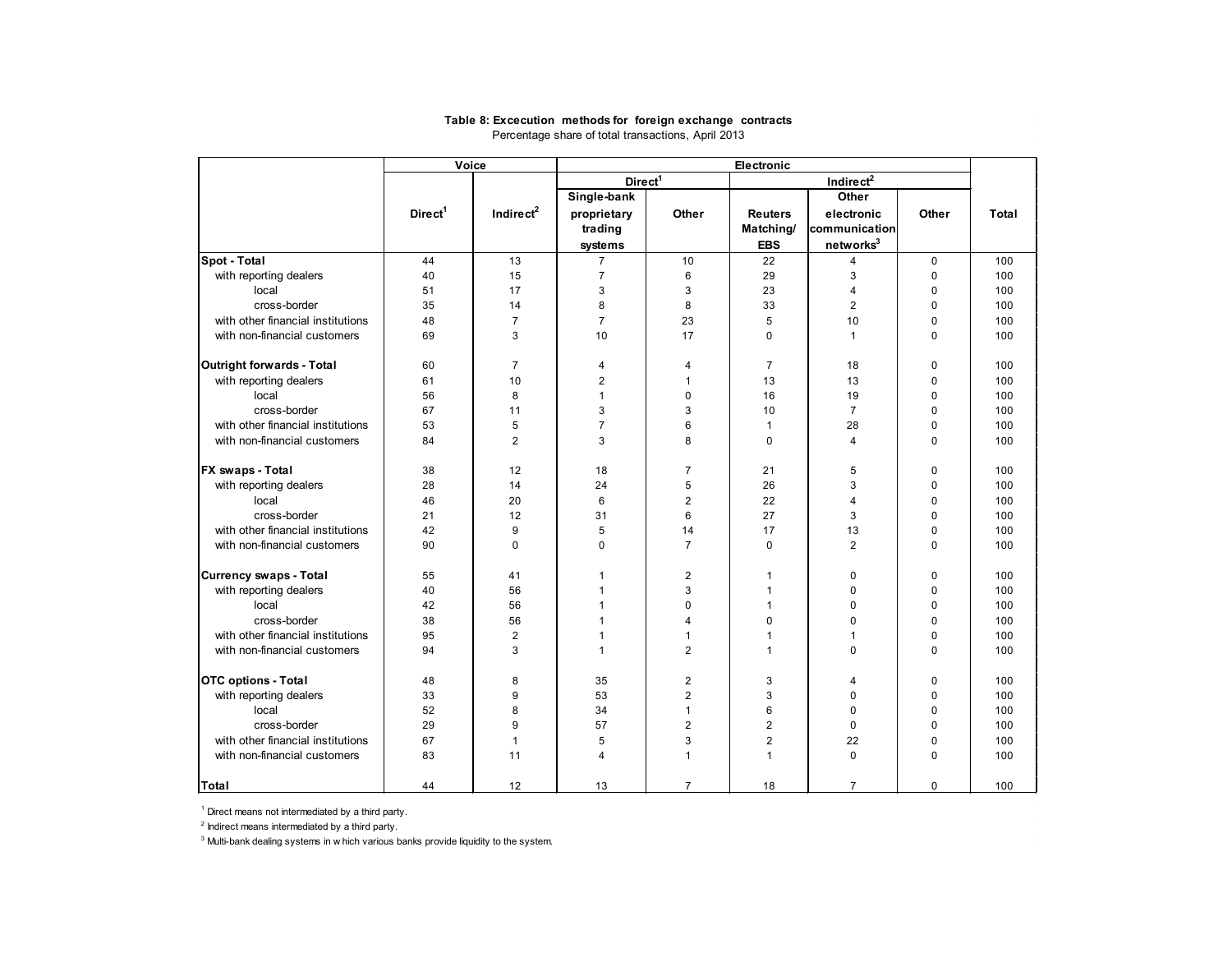**Table 8: Excecution methods for foreign exchange contracts**
Percentage share of total transactions, April 2013

| | Voice | | Electronic | | | | | Total |
|---|---|---|---|---|---|---|---|---|
| | | | Direct[1] | | Indirect[2] | | | |
| | Direct[1] | Indirect[2] | Single-bank proprietary trading systems | Other | Reuters Matching/ EBS | Other electronic communication networks[3] | Other | |
| **Spot - Total** | 44 | 13 | 7 | 10 | 22 | 4 | 0 | 100 |
| with reporting dealers | 40 | 15 | 7 | 6 | 29 | 3 | 0 | 100 |
| local | 51 | 17 | 3 | 3 | 23 | 4 | 0 | 100 |
| cross-border | 35 | 14 | 8 | 8 | 33 | 2 | 0 | 100 |
| with other financial institutions | 48 | 7 | 7 | 23 | 5 | 10 | 0 | 100 |
| with non-financial customers | 69 | 3 | 10 | 17 | 0 | 1 | 0 | 100 |
| **Outright forwards - Total** | 60 | 7 | 4 | 4 | 7 | 18 | 0 | 100 |
| with reporting dealers | 61 | 10 | 2 | 1 | 13 | 13 | 0 | 100 |
| local | 56 | 8 | 1 | 0 | 16 | 19 | 0 | 100 |
| cross-border | 67 | 11 | 3 | 3 | 10 | 7 | 0 | 100 |
| with other financial institutions | 53 | 5 | 7 | 6 | 1 | 28 | 0 | 100 |
| with non-financial customers | 84 | 2 | 3 | 8 | 0 | 4 | 0 | 100 |
| **FX swaps - Total** | 38 | 12 | 18 | 7 | 21 | 5 | 0 | 100 |
| with reporting dealers | 28 | 14 | 24 | 5 | 26 | 3 | 0 | 100 |
| local | 46 | 20 | 6 | 2 | 22 | 4 | 0 | 100 |
| cross-border | 21 | 12 | 31 | 6 | 27 | 3 | 0 | 100 |
| with other financial institutions | 42 | 9 | 5 | 14 | 17 | 13 | 0 | 100 |
| with non-financial customers | 90 | 0 | 0 | 7 | 0 | 2 | 0 | 100 |
| **Currency swaps - Total** | 55 | 41 | 1 | 2 | 1 | 0 | 0 | 100 |
| with reporting dealers | 40 | 56 | 1 | 3 | 1 | 0 | 0 | 100 |
| local | 42 | 56 | 1 | 0 | 1 | 0 | 0 | 100 |
| cross-border | 38 | 56 | 1 | 4 | 0 | 0 | 0 | 100 |
| with other financial institutions | 95 | 2 | 1 | 1 | 1 | 1 | 0 | 100 |
| with non-financial customers | 94 | 3 | 1 | 2 | 1 | 0 | 0 | 100 |
| **OTC options - Total** | 48 | 8 | 35 | 2 | 3 | 4 | 0 | 100 |
| with reporting dealers | 33 | 9 | 53 | 2 | 3 | 0 | 0 | 100 |
| local | 52 | 8 | 34 | 1 | 6 | 0 | 0 | 100 |
| cross-border | 29 | 9 | 57 | 2 | 2 | 0 | 0 | 100 |
| with other financial institutions | 67 | 1 | 5 | 3 | 2 | 22 | 0 | 100 |
| with non-financial customers | 83 | 11 | 4 | 1 | 1 | 0 | 0 | 100 |
| **Total** | 44 | 12 | 13 | 7 | 18 | 7 | 0 | 100 |

[1] Direct means not intermediated by a third party.
[2] Indirect means intermediated by a third party.
[3] Multi-bank dealing systems in w hich various banks provide liquidity to the system.